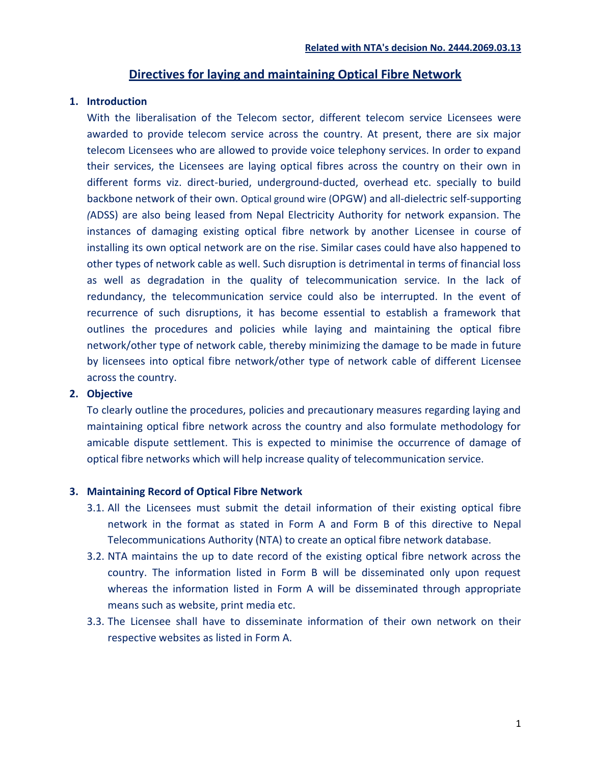**Related with NTA's decision No. 2444.2069.03.13**

# Directives for laying and maintaining Optical Fibre Network

## 1. Introduction

With the liberalisation of the Telecom sector, different telecom service Licensees were awarded to provide telecom service across the country. At present, there are six major telecom Licensees who are allowed to provide voice telephony services. In order to expand their services, the Licensees are laying optical fibres across the country on their own in different forms viz. direct-buried, underground-ducted, overhead etc. specially to build backbone network of their own. Optical ground wire (OPGW) and all-dielectric self-supporting *(*ADSS) are also being leased from Nepal Electricity Authority for network expansion. The instances of damaging existing optical fibre network by another Licensee in course of installing its own optical network are on the rise. Similar cases could have also happened to other types of network cable as well. Such disruption is detrimental in terms of financial loss as well as degradation in the quality of telecommunication service. In the lack of redundancy, the telecommunication service could also be interrupted. In the event of recurrence of such disruptions, it has become essential to establish a framework that outlines the procedures and policies while laying and maintaining the optical fibre network/other type of network cable, thereby minimizing the damage to be made in future by licensees into optical fibre network/other type of network cable of different Licensee across the country.

## 2. Objective

To clearly outline the procedures, policies and precautionary measures regarding laying and maintaining optical fibre network across the country and also formulate methodology for amicable dispute settlement. This is expected to minimise the occurrence of damage of optical fibre networks which will help increase quality of telecommunication service.

## 3. Maintaining Record of Optical Fibre Network

3.1. All the Licensees must submit the detail information of their existing optical fibre network in the format as stated in Form A and Form B of this directive to Nepal Telecommunications Authority (NTA) to create an optical fibre network database.

3.2. NTA maintains the up to date record of the existing optical fibre network across the country. The information listed in Form B will be disseminated only upon request whereas the information listed in Form A will be disseminated through appropriate means such as website, print media etc.

3.3. The Licensee shall have to disseminate information of their own network on their respective websites as listed in Form A.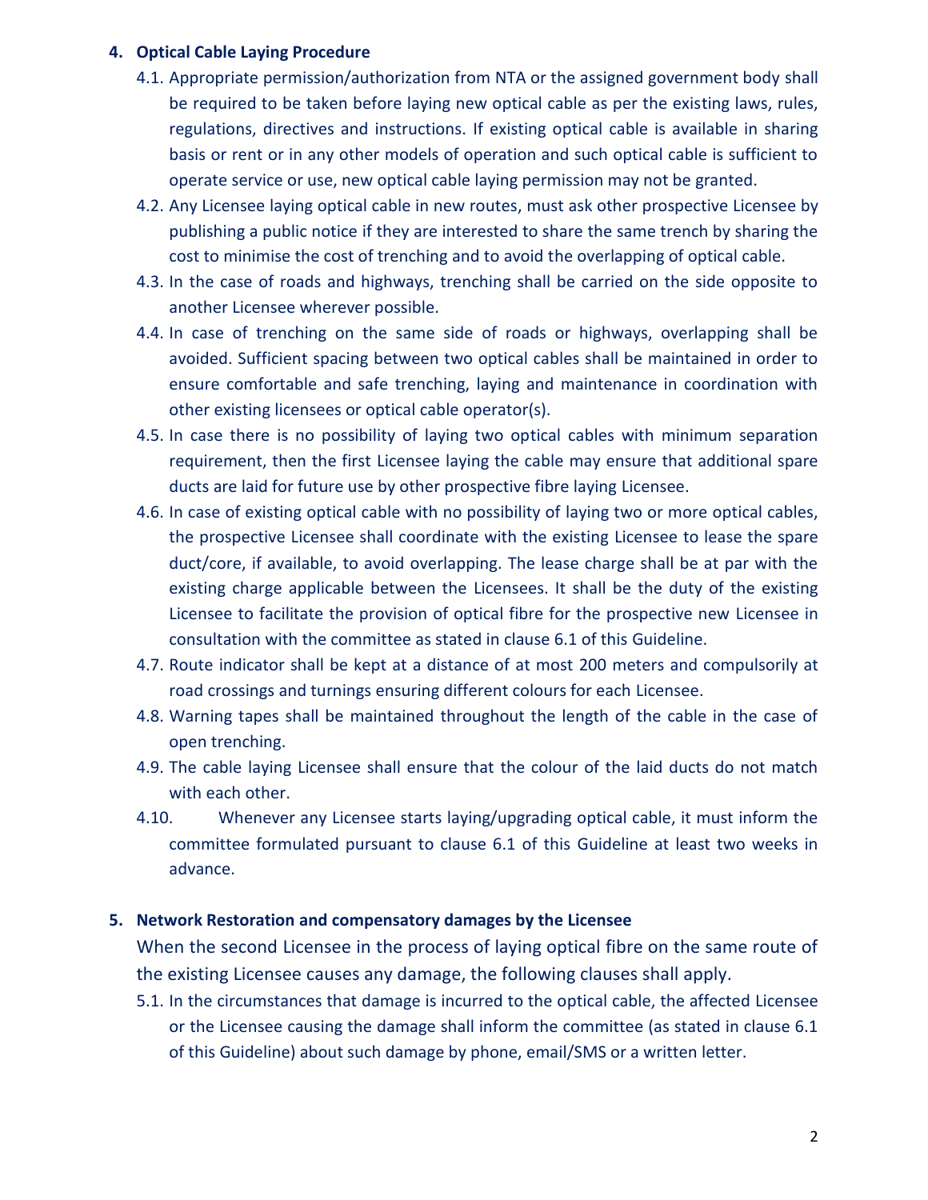## 4. Optical Cable Laying Procedure

4.1. Appropriate permission/authorization from NTA or the assigned government body shall be required to be taken before laying new optical cable as per the existing laws, rules, regulations, directives and instructions. If existing optical cable is available in sharing basis or rent or in any other models of operation and such optical cable is sufficient to operate service or use, new optical cable laying permission may not be granted.

4.2. Any Licensee laying optical cable in new routes, must ask other prospective Licensee by publishing a public notice if they are interested to share the same trench by sharing the cost to minimise the cost of trenching and to avoid the overlapping of optical cable.

4.3. In the case of roads and highways, trenching shall be carried on the side opposite to another Licensee wherever possible.

4.4. In case of trenching on the same side of roads or highways, overlapping shall be avoided. Sufficient spacing between two optical cables shall be maintained in order to ensure comfortable and safe trenching, laying and maintenance in coordination with other existing licensees or optical cable operator(s).

4.5. In case there is no possibility of laying two optical cables with minimum separation requirement, then the first Licensee laying the cable may ensure that additional spare ducts are laid for future use by other prospective fibre laying Licensee.

4.6. In case of existing optical cable with no possibility of laying two or more optical cables, the prospective Licensee shall coordinate with the existing Licensee to lease the spare duct/core, if available, to avoid overlapping. The lease charge shall be at par with the existing charge applicable between the Licensees. It shall be the duty of the existing Licensee to facilitate the provision of optical fibre for the prospective new Licensee in consultation with the committee as stated in clause 6.1 of this Guideline.

4.7. Route indicator shall be kept at a distance of at most 200 meters and compulsorily at road crossings and turnings ensuring different colours for each Licensee.

4.8. Warning tapes shall be maintained throughout the length of the cable in the case of open trenching.

4.9. The cable laying Licensee shall ensure that the colour of the laid ducts do not match with each other.

4.10. Whenever any Licensee starts laying/upgrading optical cable, it must inform the committee formulated pursuant to clause 6.1 of this Guideline at least two weeks in advance.

## 5. Network Restoration and compensatory damages by the Licensee

When the second Licensee in the process of laying optical fibre on the same route of the existing Licensee causes any damage, the following clauses shall apply.

5.1. In the circumstances that damage is incurred to the optical cable, the affected Licensee or the Licensee causing the damage shall inform the committee (as stated in clause 6.1 of this Guideline) about such damage by phone, email/SMS or a written letter.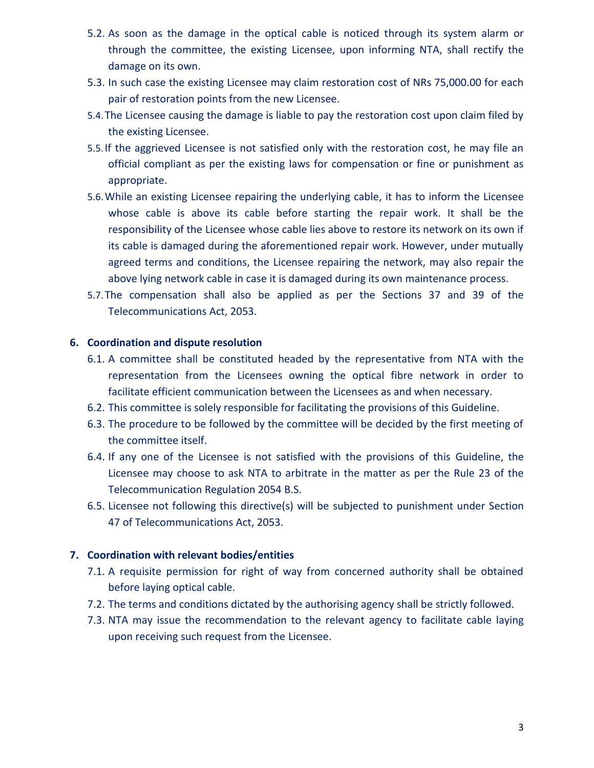5.2. As soon as the damage in the optical cable is noticed through its system alarm or through the committee, the existing Licensee, upon informing NTA, shall rectify the damage on its own.

5.3. In such case the existing Licensee may claim restoration cost of NRs 75,000.00 for each pair of restoration points from the new Licensee.

5.4. The Licensee causing the damage is liable to pay the restoration cost upon claim filed by the existing Licensee.

5.5. If the aggrieved Licensee is not satisfied only with the restoration cost, he may file an official compliant as per the existing laws for compensation or fine or punishment as appropriate.

5.6. While an existing Licensee repairing the underlying cable, it has to inform the Licensee whose cable is above its cable before starting the repair work. It shall be the responsibility of the Licensee whose cable lies above to restore its network on its own if its cable is damaged during the aforementioned repair work. However, under mutually agreed terms and conditions, the Licensee repairing the network, may also repair the above lying network cable in case it is damaged during its own maintenance process.

5.7. The compensation shall also be applied as per the Sections 37 and 39 of the Telecommunications Act, 2053.

## 6. Coordination and dispute resolution

6.1. A committee shall be constituted headed by the representative from NTA with the representation from the Licensees owning the optical fibre network in order to facilitate efficient communication between the Licensees as and when necessary.

6.2. This committee is solely responsible for facilitating the provisions of this Guideline.

6.3. The procedure to be followed by the committee will be decided by the first meeting of the committee itself.

6.4. If any one of the Licensee is not satisfied with the provisions of this Guideline, the Licensee may choose to ask NTA to arbitrate in the matter as per the Rule 23 of the Telecommunication Regulation 2054 B.S.

6.5. Licensee not following this directive(s) will be subjected to punishment under Section 47 of Telecommunications Act, 2053.

## 7. Coordination with relevant bodies/entities

7.1. A requisite permission for right of way from concerned authority shall be obtained before laying optical cable.

7.2. The terms and conditions dictated by the authorising agency shall be strictly followed.

7.3. NTA may issue the recommendation to the relevant agency to facilitate cable laying upon receiving such request from the Licensee.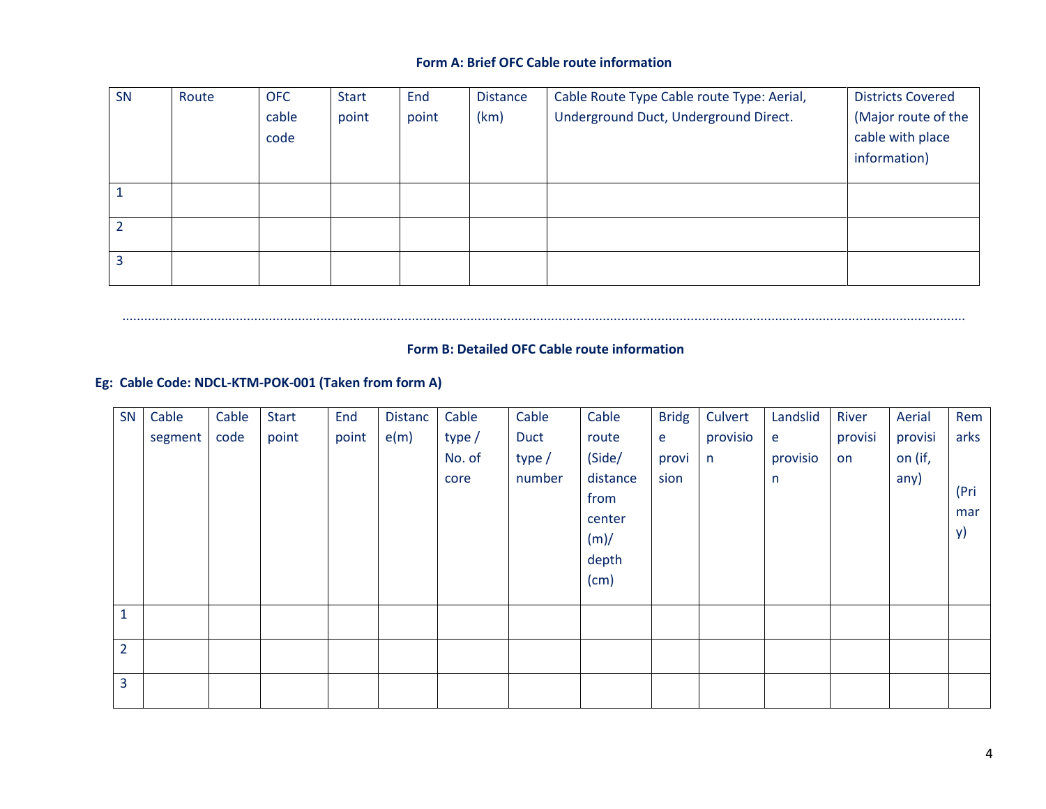**Form A: Brief OFC Cable route information**

| SN | Route | OFC cable code | Start point | End point | Distance (km) | Cable Route Type Cable route Type: Aerial, Underground Duct, Underground Direct. | Districts Covered (Major route of the cable with place information) |
|---|---|---|---|---|---|---|---|
| 1 | | | | | | | |
| 2 | | | | | | | |
| 3 | | | | | | | |

.....................................................................................................................................................................................................

**Form B: Detailed OFC Cable route information**

**Eg: Cable Code: NDCL-KTM-POK-001 (Taken from form A)**

| SN | Cable segment | Cable code | Start point | End point | Distance(m) | Cable type / No. of core | Cable Duct type / number | Cable route (Side/ distance from center (m)/ depth (cm) | Bridge provision | Culvert provision | Landslide provision | River provision | Aerial provision (if, any) | Remarks (Primary) |
|---|---|---|---|---|---|---|---|---|---|---|---|---|---|---|
| 1 | | | | | | | | | | | | | | |
| 2 | | | | | | | | | | | | | | |
| 3 | | | | | | | | | | | | | | |